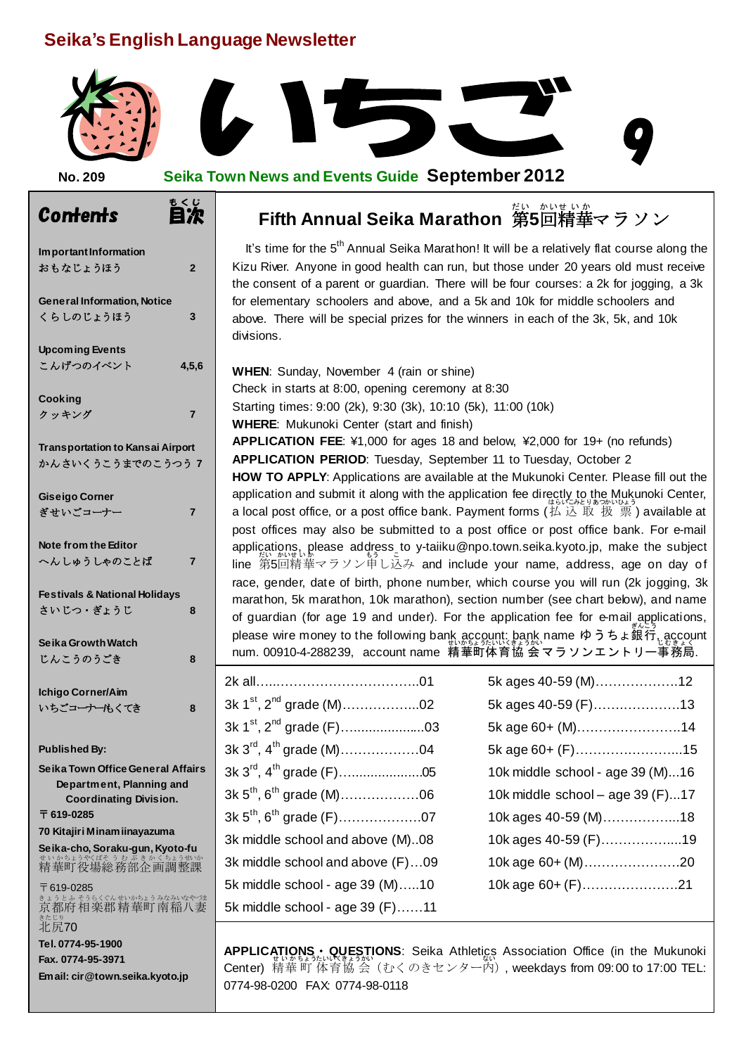# Seika's English Language Newsletter

# いちご 9

**No. 209** **Seika Town News and Events Guide** **September 2012**

## Contents 目次

| | |
|---|---|
| **Important Information** おもなじょうほう | **2** |
| **General Information, Notice** くらしのじょうほう | **3** |
| **Upcoming Events** こんげつのイベント | **4,5,6** |
| **Cooking** クッキング | **7** |
| **Transportation to Kansai Airport** かんさいくうこうまでのこうつう | **7** |
| **Giseigo Corner** ぎせいごコーナー | **7** |
| **Note from the Editor** へんしゅうしゃのことば | **7** |
| **Festivals & National Holidays** さいじつ・ぎょうじ | **8** |
| **Seika Growth Watch** じんこうのうごき | **8** |
| **Ichigo Corner/Aim** いちごコーナー/もくてき | **8** |

**Published By:**

**Seika Town Office General Affairs Department, Planning and Coordinating Division.**

**〒619-0285**

**70 Kitajiri Minamiinayazuma**

**Seika-cho, Soraku-gun, Kyoto-fu**

精華町役場総務部企画調整課

〒619-0285

京都府相楽郡精華町南稲八妻北尻70

**Tel. 0774-95-1900**

**Fax. 0774-95-3971**

**Email: cir@town.seika.kyoto.jp**

## Fifth Annual Seika Marathon 第5回精華マラソン

It's time for the 5th Annual Seika Marathon! It will be a relatively flat course along the Kizu River. Anyone in good health can run, but those under 20 years old must receive the consent of a parent or guardian. There will be four courses: a 2k for jogging, a 3k for elementary schoolers and above, and a 5k and 10k for middle schoolers and above. There will be special prizes for the winners in each of the 3k, 5k, and 10k divisions.

**WHEN**: Sunday, November 4 (rain or shine)
Check in starts at 8:00, opening ceremony at 8:30
Starting times: 9:00 (2k), 9:30 (3k), 10:10 (5k), 11:00 (10k)
**WHERE**: Mukunoki Center (start and finish)
**APPLICATION FEE**: ¥1,000 for ages 18 and below, ¥2,000 for 19+ (no refunds)
**APPLICATION PERIOD**: Tuesday, September 11 to Tuesday, October 2
**HOW TO APPLY**: Applications are available at the Mukunoki Center. Please fill out the application and submit it along with the application fee directly to the Mukunoki Center, a local post office, or a post office bank. Payment forms (払込取扱票) available at post offices may also be submitted to a post office or post office bank. For e-mail applications, please address to y-taiiku@npo.town.seika.kyoto.jp, make the subject line 第5回精華マラソン申し込み and include your name, address, age on day of race, gender, date of birth, phone number, which course you will run (2k jogging, 3k marathon, 5k marathon, 10k marathon), section number (see chart below), and name of guardian (for age 19 and under). For the application fee for e-mail applications, please wire money to the following bank account: bank name ゆうちょ銀行, account num. 00910-4-288239, account name 精華町体育協会マラソンエントリー事務局.

| | |
|---|---|
| 2k all……………………………….01 | 5k ages 40-59 (M)……………….12 |
| 3k 1st, 2nd grade (M)……………..02 | 5k ages 40-59 (F)………………..13 |
| 3k 1st, 2nd grade (F)………………..03 | 5k age 60+ (M)……………………14 |
| 3k 3rd, 4th grade (M)……………….04 | 5k age 60+ (F)……………………..15 |
| 3k 3rd, 4th grade (F)…………………05 | 10k middle school - age 39 (M)...16 |
| 3k 5th, 6th grade (M)……………….06 | 10k middle school – age 39 (F)...17 |
| 3k 5th, 6th grade (F)……………….07 | 10k ages 40-59 (M)……………..18 |
| 3k middle school and above (M)..08 | 10k ages 40-59 (F)……………...19 |
| 3k middle school and above (F)…09 | 10k age 60+ (M)…………………20 |
| 5k middle school - age 39 (M)…..10 | 10k age 60+ (F)………………….21 |
| 5k middle school - age 39 (F)……11 | |

**APPLICATIONS・QUESTIONS**: Seika Athletics Association Office (in the Mukunoki Center) 精華町体育協会（むくのきセンター内）, weekdays from 09:00 to 17:00 TEL: 0774-98-0200 FAX: 0774-98-0118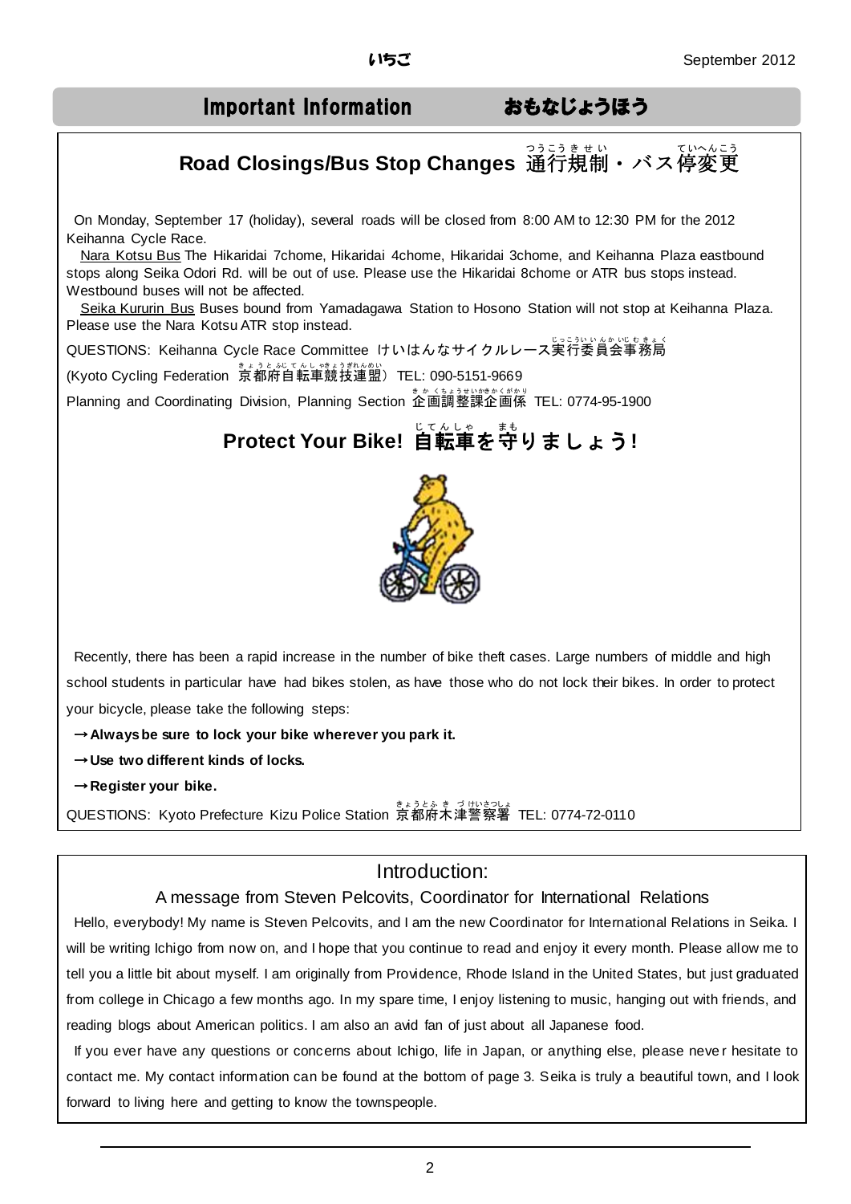## Important Information　　おもなじょうほう

### Road Closings/Bus Stop Changes 通行規制・バス停変更

On Monday, September 17 (holiday), several roads will be closed from 8:00 AM to 12:30 PM for the 2012 Keihanna Cycle Race.

Nara Kotsu Bus The Hikaridai 7chome, Hikaridai 4chome, Hikaridai 3chome, and Keihanna Plaza eastbound stops along Seika Odori Rd. will be out of use. Please use the Hikaridai 8chome or ATR bus stops instead. Westbound buses will not be affected.

Seika Kururin Bus Buses bound from Yamadagawa Station to Hosono Station will not stop at Keihanna Plaza. Please use the Nara Kotsu ATR stop instead.

QUESTIONS: Keihanna Cycle Race Committee けいはんなサイクルレース実行委員会事務局

(Kyoto Cycling Federation 京都府自転車競技連盟) TEL: 090-5151-9669

Planning and Coordinating Division, Planning Section 企画調整課企画係 TEL: 0774-95-1900

### Protect Your Bike! 自転車を守りましょう!

Recently, there has been a rapid increase in the number of bike theft cases. Large numbers of middle and high school students in particular have had bikes stolen, as have those who do not lock their bikes. In order to protect your bicycle, please take the following steps:

→**Always be sure to lock your bike wherever you park it.**

→**Use two different kinds of locks.**

→**Register your bike.**

QUESTIONS: Kyoto Prefecture Kizu Police Station 京都府木津警察署 TEL: 0774-72-0110

## Introduction:

### A message from Steven Pelcovits, Coordinator for International Relations

Hello, everybody! My name is Steven Pelcovits, and I am the new Coordinator for International Relations in Seika. I will be writing Ichigo from now on, and I hope that you continue to read and enjoy it every month. Please allow me to tell you a little bit about myself. I am originally from Providence, Rhode Island in the United States, but just graduated from college in Chicago a few months ago. In my spare time, I enjoy listening to music, hanging out with friends, and reading blogs about American politics. I am also an avid fan of just about all Japanese food.

If you ever have any questions or concerns about Ichigo, life in Japan, or anything else, please never hesitate to contact me. My contact information can be found at the bottom of page 3. Seika is truly a beautiful town, and I look forward to living here and getting to know the townspeople.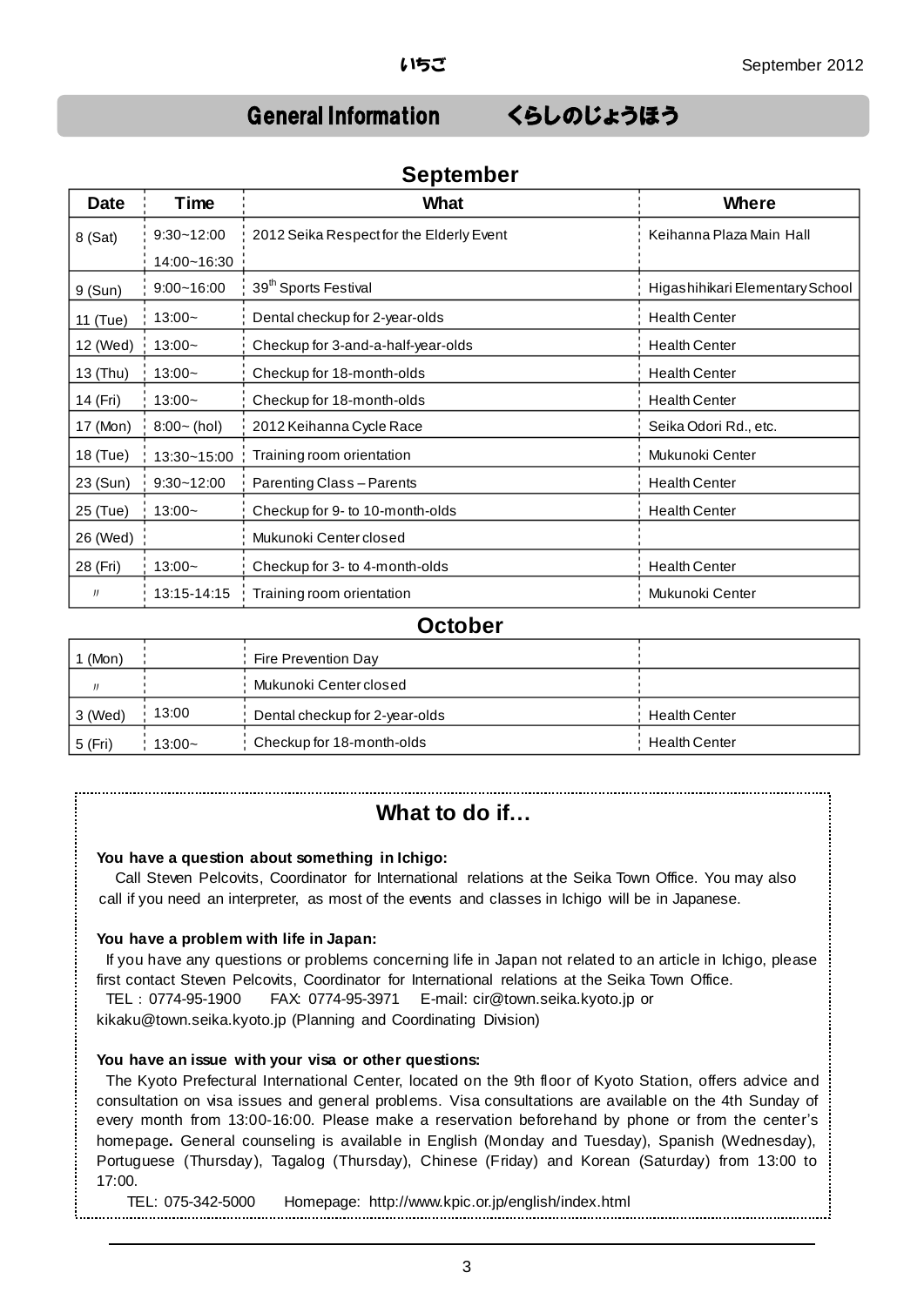## General Information　　くらしのじょうほう

### September

| Date | Time | What | Where |
|---|---|---|---|
| 8 (Sat) | 9:30~12:00<br>14:00~16:30 | 2012 Seika Respect for the Elderly Event | Keihanna Plaza Main Hall |
| 9 (Sun) | 9:00~16:00 | 39th Sports Festival | Higashihikari Elementary School |
| 11 (Tue) | 13:00~ | Dental checkup for 2-year-olds | Health Center |
| 12 (Wed) | 13:00~ | Checkup for 3-and-a-half-year-olds | Health Center |
| 13 (Thu) | 13:00~ | Checkup for 18-month-olds | Health Center |
| 14 (Fri) | 13:00~ | Checkup for 18-month-olds | Health Center |
| 17 (Mon) | 8:00~ (hol) | 2012 Keihanna Cycle Race | Seika Odori Rd., etc. |
| 18 (Tue) | 13:30~15:00 | Training room orientation | Mukunoki Center |
| 23 (Sun) | 9:30~12:00 | Parenting Class – Parents | Health Center |
| 25 (Tue) | 13:00~ | Checkup for 9- to 10-month-olds | Health Center |
| 26 (Wed) | | Mukunoki Center closed | |
| 28 (Fri) | 13:00~ | Checkup for 3- to 4-month-olds | Health Center |
| 〃 | 13:15-14:15 | Training room orientation | Mukunoki Center |

### October

| Date | Time | What | Where |
|---|---|---|---|
| 1 (Mon) | | Fire Prevention Day | |
| 〃 | | Mukunoki Center closed | |
| 3 (Wed) | 13:00 | Dental checkup for 2-year-olds | Health Center |
| 5 (Fri) | 13:00~ | Checkup for 18-month-olds | Health Center |

## What to do if…

**You have a question about something in Ichigo:**

Call Steven Pelcovits, Coordinator for International relations at the Seika Town Office. You may also call if you need an interpreter, as most of the events and classes in Ichigo will be in Japanese.

**You have a problem with life in Japan:**

If you have any questions or problems concerning life in Japan not related to an article in Ichigo, please first contact Steven Pelcovits, Coordinator for International relations at the Seika Town Office.

TEL：0774-95-1900　　FAX: 0774-95-3971　　E-mail: cir@town.seika.kyoto.jp or kikaku@town.seika.kyoto.jp (Planning and Coordinating Division)

**You have an issue with your visa or other questions:**

The Kyoto Prefectural International Center, located on the 9th floor of Kyoto Station, offers advice and consultation on visa issues and general problems. Visa consultations are available on the 4th Sunday of every month from 13:00-16:00. Please make a reservation beforehand by phone or from the center's homepage**.** General counseling is available in English (Monday and Tuesday), Spanish (Wednesday), Portuguese (Thursday), Tagalog (Thursday), Chinese (Friday) and Korean (Saturday) from 13:00 to 17:00.

TEL: 075-342-5000　　Homepage: http://www.kpic.or.jp/english/index.html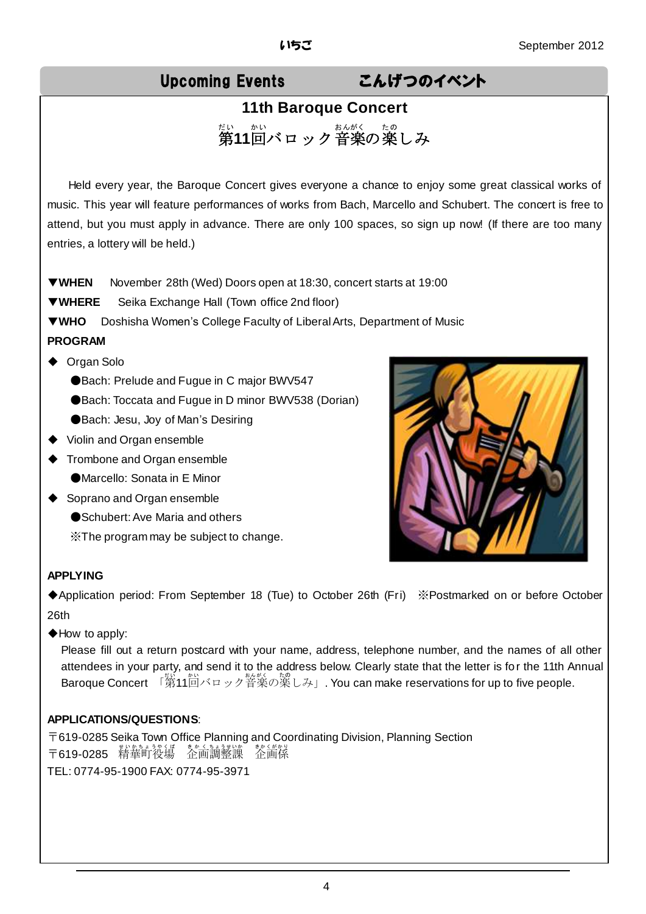## Upcoming Events　　こんげつのイベント

### 11th Baroque Concert

### 第11回バロック音楽の楽しみ

Held every year, the Baroque Concert gives everyone a chance to enjoy some great classical works of music. This year will feature performances of works from Bach, Marcello and Schubert. The concert is free to attend, but you must apply in advance. There are only 100 spaces, so sign up now! (If there are too many entries, a lottery will be held.)

**▼WHEN**　November 28th (Wed) Doors open at 18:30, concert starts at 19:00

**▼WHERE**　Seika Exchange Hall (Town office 2nd floor)

**▼WHO**　Doshisha Women's College Faculty of Liberal Arts, Department of Music

**PROGRAM**

- ◆ Organ Solo
  - ●Bach: Prelude and Fugue in C major BWV547
  - ●Bach: Toccata and Fugue in D minor BWV538 (Dorian)
  - ●Bach: Jesu, Joy of Man's Desiring
- ◆ Violin and Organ ensemble
- ◆ Trombone and Organ ensemble
  - ●Marcello: Sonata in E Minor
- ◆ Soprano and Organ ensemble
  - ●Schubert: Ave Maria and others

※The program may be subject to change.

**APPLYING**

◆Application period: From September 18 (Tue) to October 26th (Fri)　※Postmarked on or before October 26th

◆How to apply:

Please fill out a return postcard with your name, address, telephone number, and the names of all other attendees in your party, and send it to the address below. Clearly state that the letter is for the 11th Annual Baroque Concert 「第11回バロック音楽の楽しみ」. You can make reservations for up to five people.

**APPLICATIONS/QUESTIONS**:

〒619-0285 Seika Town Office Planning and Coordinating Division, Planning Section

〒619-0285　精華町役場　企画調整課　企画係

TEL: 0774-95-1900 FAX: 0774-95-3971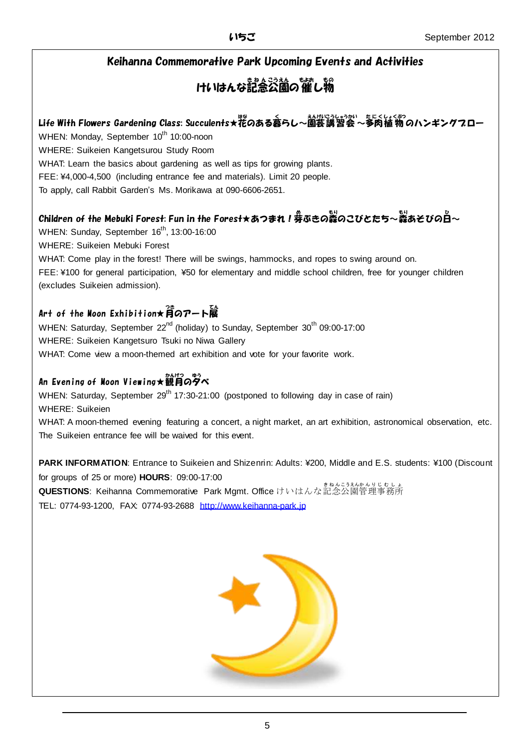## Keihanna Commemorative Park Upcoming Events and Activities

## けいはんな記念公園の催し物

### Life With Flowers Gardening Class: Succulents★花のある暮らし～園芸講習会～多肉植物のハンギングブロー

WHEN: Monday, September 10th 10:00-noon
WHERE: Suikeien Kangetsurou Study Room
WHAT: Learn the basics about gardening as well as tips for growing plants.
FEE: ¥4,000-4,500 (including entrance fee and materials). Limit 20 people.
To apply, call Rabbit Garden's Ms. Morikawa at 090-6606-2651.

### Children of the Mebuki Forest: Fun in the Forest★あつまれ！芽ぶきの森のこびとたち～森あそびの日～

WHEN: Sunday, September 16th, 13:00-16:00
WHERE: Suikeien Mebuki Forest
WHAT: Come play in the forest! There will be swings, hammocks, and ropes to swing around on.
FEE: ¥100 for general participation, ¥50 for elementary and middle school children, free for younger children (excludes Suikeien admission).

### Art of the Moon Exhibition★月のアート展

WHEN: Saturday, September 22nd (holiday) to Sunday, September 30th 09:00-17:00
WHERE: Suikeien Kangetsuro Tsuki no Niwa Gallery
WHAT: Come view a moon-themed art exhibition and vote for your favorite work.

### An Evening of Moon Viewing★観月の夕べ

WHEN: Saturday, September 29th 17:30-21:00 (postponed to following day in case of rain)
WHERE: Suikeien
WHAT: A moon-themed evening featuring a concert, a night market, an art exhibition, astronomical observation, etc. The Suikeien entrance fee will be waived for this event.

**PARK INFORMATION**: Entrance to Suikeien and Shizenrin: Adults: ¥200, Middle and E.S. students: ¥100 (Discount for groups of 25 or more) **HOURS**: 09:00-17:00
**QUESTIONS**: Keihanna Commemorative Park Mgmt. Office けいはんな記念公園管理事務所
TEL: 0774-93-1200, FAX: 0774-93-2688 http://www.keihanna-park.jp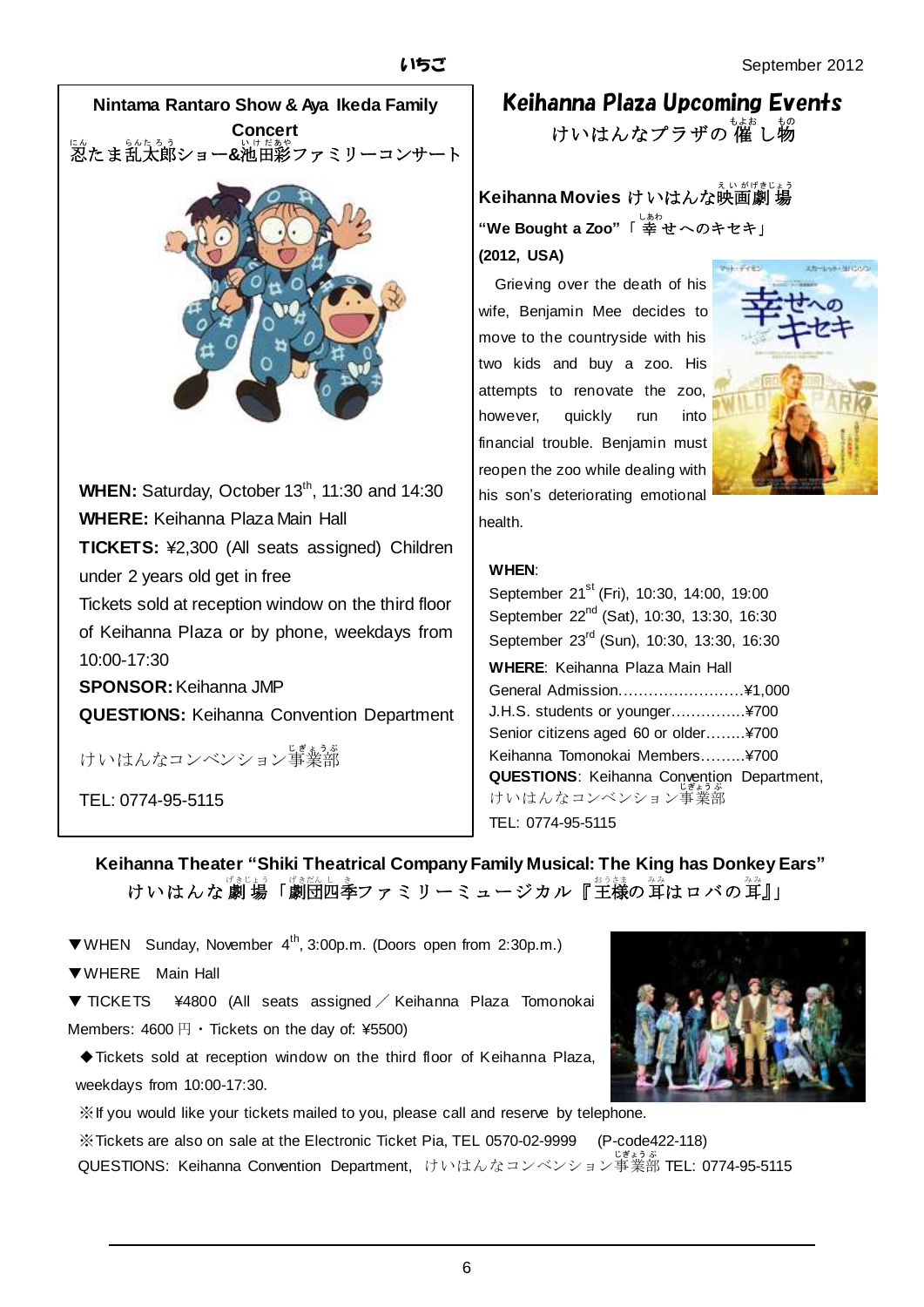### Nintama Rantaro Show & Aya Ikeda Family Concert

忍たま乱太郎ショー&池田彩ファミリーコンサート

**WHEN:** Saturday, October 13th, 11:30 and 14:30

**WHERE:** Keihanna Plaza Main Hall

**TICKETS:** ¥2,300 (All seats assigned) Children under 2 years old get in free

Tickets sold at reception window on the third floor of Keihanna Plaza or by phone, weekdays from 10:00-17:30

**SPONSOR:** Keihanna JMP

**QUESTIONS:** Keihanna Convention Department

けいはんなコンベンション事業部

TEL: 0774-95-5115

## Keihanna Plaza Upcoming Events

けいはんなプラザの催し物

### Keihanna Movies けいはんな映画劇場

**"We Bought a Zoo"「幸せへのキセキ」**

**(2012, USA)**

Grieving over the death of his wife, Benjamin Mee decides to move to the countryside with his two kids and buy a zoo. His attempts to renovate the zoo, however, quickly run into financial trouble. Benjamin must reopen the zoo while dealing with his son's deteriorating emotional health.

**WHEN**:

September 21st (Fri), 10:30, 14:00, 19:00

September 22nd (Sat), 10:30, 13:30, 16:30

September 23rd (Sun), 10:30, 13:30, 16:30

**WHERE**: Keihanna Plaza Main Hall

General Admission.........................¥1,000

J.H.S. students or younger...............¥700

Senior citizens aged 60 or older........¥700

Keihanna Tomonokai Members.........¥700

**QUESTIONS**: Keihanna Convention Department, けいはんなコンベンション事業部

TEL: 0774-95-5115

### Keihanna Theater "Shiki Theatrical Company Family Musical: The King has Donkey Ears"

けいはんな劇場「劇団四季ファミリーミュージカル『王様の耳はロバの耳』」

▼WHEN Sunday, November 4th, 3:00p.m. (Doors open from 2:30p.m.)

▼WHERE Main Hall

▼ TICKETS ¥4800 (All seats assigned／Keihanna Plaza Tomonokai Members: 4600円・Tickets on the day of: ¥5500)

◆Tickets sold at reception window on the third floor of Keihanna Plaza, weekdays from 10:00-17:30.

※If you would like your tickets mailed to you, please call and reserve by telephone.

※Tickets are also on sale at the Electronic Ticket Pia, TEL 0570-02-9999 (P-code422-118)

QUESTIONS: Keihanna Convention Department, けいはんなコンベンション事業部 TEL: 0774-95-5115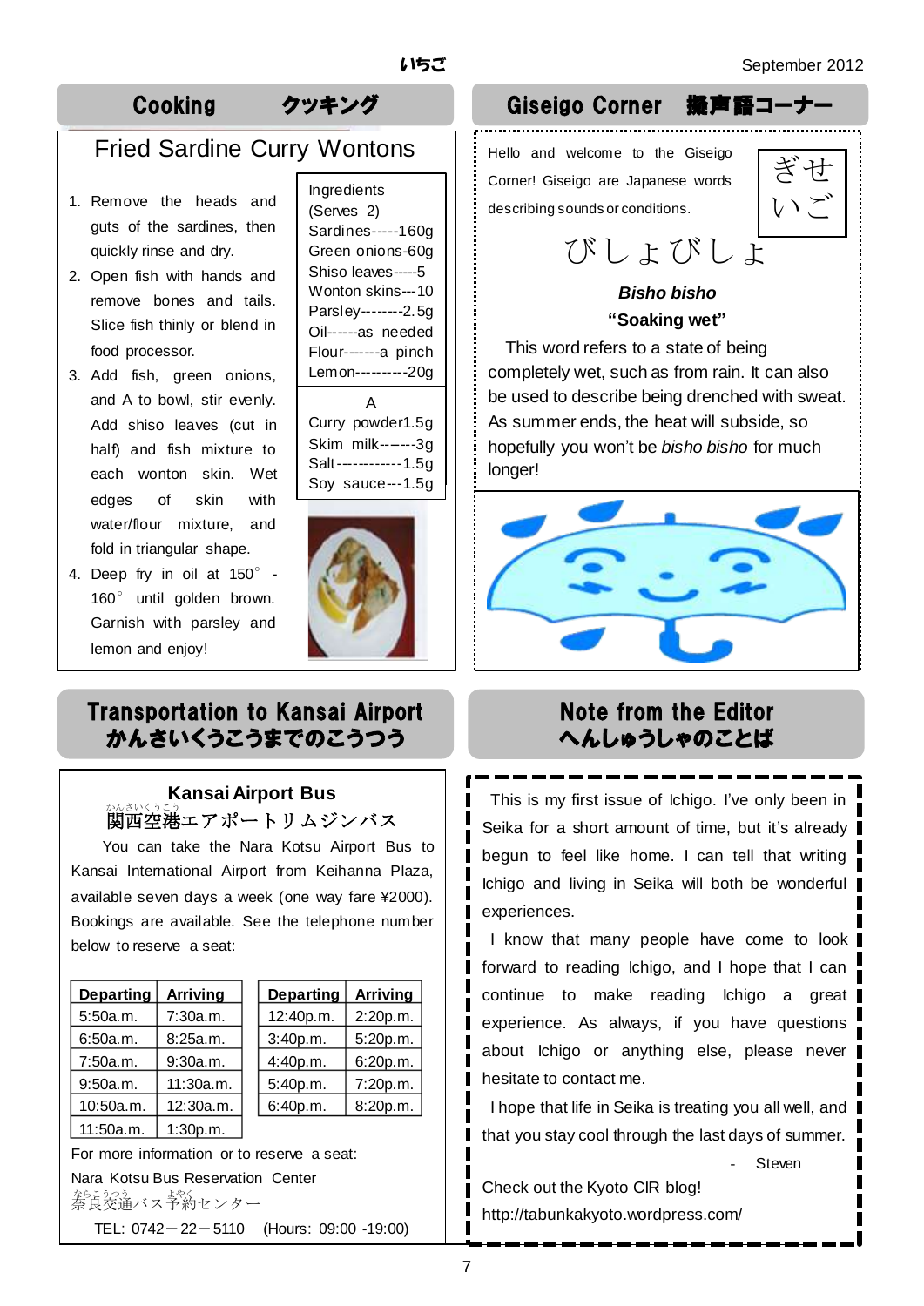## Cooking クッキング

### Fried Sardine Curry Wontons

1. Remove the heads and guts of the sardines, then quickly rinse and dry.
2. Open fish with hands and remove bones and tails. Slice fish thinly or blend in food processor.
3. Add fish, green onions, and A to bowl, stir evenly. Add shiso leaves (cut in half) and fish mixture to each wonton skin. Wet edges of skin with water/flour mixture, and fold in triangular shape.
4. Deep fry in oil at 150° - 160° until golden brown. Garnish with parsley and lemon and enjoy!

Ingredients (Serves 2)
Sardines-----160g
Green onions-60g
Shiso leaves-----5
Wonton skins---10
Parsley--------2.5g
Oil------as needed
Flour-------a pinch
Lemon---------20g

A
Curry powder1.5g
Skim milk-------3g
Salt------------1.5g
Soy sauce---1.5g

## Giseigo Corner 擬声語コーナー

Hello and welcome to the Giseigo Corner! Giseigo are Japanese words describing sounds or conditions.

ぎせいご

びしょびしょ

***Bisho bisho***

**"Soaking wet"**

This word refers to a state of being completely wet, such as from rain. It can also be used to describe being drenched with sweat. As summer ends, the heat will subside, so hopefully you won't be *bisho bisho* for much longer!

## Transportation to Kansai Airport かんさいくうこうまでのこうつう

**Kansai Airport Bus**
関西空港エアポートリムジンバス

You can take the Nara Kotsu Airport Bus to Kansai International Airport from Keihanna Plaza, available seven days a week (one way fare ¥2000). Bookings are available. See the telephone number below to reserve a seat:

| Departing | Arriving |
|---|---|
| 5:50a.m. | 7:30a.m. |
| 6:50a.m. | 8:25a.m. |
| 7:50a.m. | 9:30a.m. |
| 9:50a.m. | 11:30a.m. |
| 10:50a.m. | 12:30a.m. |
| 11:50a.m. | 1:30p.m. |

| Departing | Arriving |
|---|---|
| 12:40p.m. | 2:20p.m. |
| 3:40p.m. | 5:20p.m. |
| 4:40p.m. | 6:20p.m. |
| 5:40p.m. | 7:20p.m. |
| 6:40p.m. | 8:20p.m. |

For more information or to reserve a seat:
Nara Kotsu Bus Reservation Center
奈良交通バス予約センター
TEL: 0742－22－5110 (Hours: 09:00 -19:00)

## Note from the Editor へんしゅうしゃのことば

This is my first issue of Ichigo. I've only been in Seika for a short amount of time, but it's already begun to feel like home. I can tell that writing Ichigo and living in Seika will both be wonderful experiences.

I know that many people have come to look forward to reading Ichigo, and I hope that I can continue to make reading Ichigo a great experience. As always, if you have questions about Ichigo or anything else, please never hesitate to contact me.

I hope that life in Seika is treating you all well, and that you stay cool through the last days of summer.

\- Steven

Check out the Kyoto CIR blog!
http://tabunkakyoto.wordpress.com/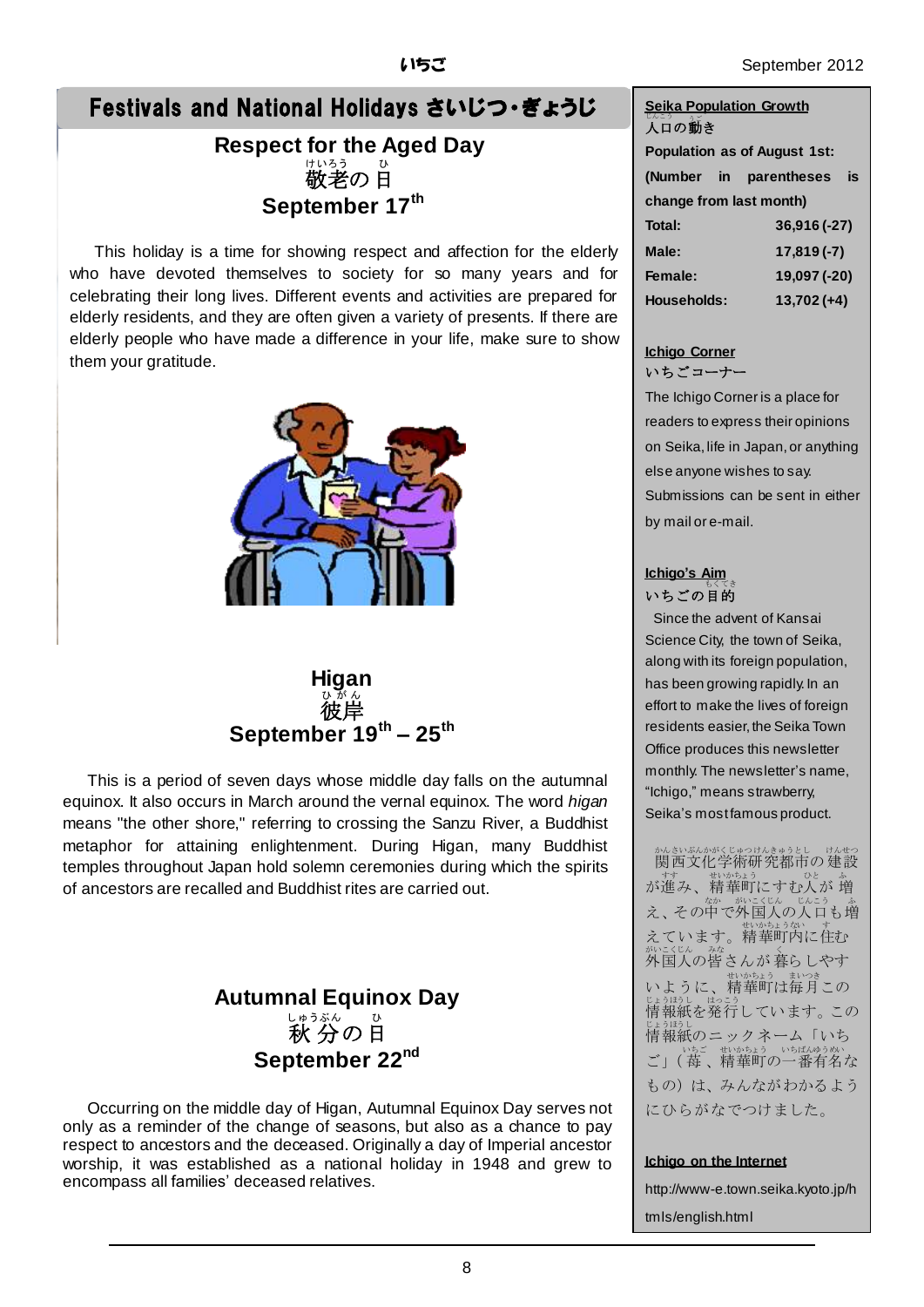## Festivals and National Holidays さいじつ・ぎょうじ

### Respect for the Aged Day
### 敬老の日
### September 17th

This holiday is a time for showing respect and affection for the elderly who have devoted themselves to society for so many years and for celebrating their long lives. Different events and activities are prepared for elderly residents, and they are often given a variety of presents. If there are elderly people who have made a difference in your life, make sure to show them your gratitude.

### Higan
### 彼岸
### September 19th – 25th

This is a period of seven days whose middle day falls on the autumnal equinox. It also occurs in March around the vernal equinox. The word *higan* means "the other shore," referring to crossing the Sanzu River, a Buddhist metaphor for attaining enlightenment. During Higan, many Buddhist temples throughout Japan hold solemn ceremonies during which the spirits of ancestors are recalled and Buddhist rites are carried out.

### Autumnal Equinox Day
### 秋分の日
### September 22nd

Occurring on the middle day of Higan, Autumnal Equinox Day serves not only as a reminder of the change of seasons, but also as a chance to pay respect to ancestors and the deceased. Originally a day of Imperial ancestor worship, it was established as a national holiday in 1948 and grew to encompass all families' deceased relatives.

---

**Seika Population Growth**
人口の動き

**Population as of August 1st:**
**(Number in parentheses is change from last month)**

| | |
|---|---|
| **Total:** | **36,916 (-27)** |
| **Male:** | **17,819 (-7)** |
| **Female:** | **19,097 (-20)** |
| **Households:** | **13,702 (+4)** |

**Ichigo Corner**
いちごコーナー

The Ichigo Corner is a place for readers to express their opinions on Seika, life in Japan, or anything else anyone wishes to say. Submissions can be sent in either by mail or e-mail.

**Ichigo's Aim**
いちごの目的

Since the advent of Kansai Science City, the town of Seika, along with its foreign population, has been growing rapidly. In an effort to make the lives of foreign residents easier, the Seika Town Office produces this newsletter monthly. The newsletter's name, "Ichigo," means strawberry, Seika's most famous product.

関西文化学術研究都市の建設が進み、精華町にすむ人が増え、その中で外国人の人口も増えています。精華町内に住む外国人の皆さんが暮らしやすいように、精華町は毎月この情報紙を発行しています。この情報紙のニックネーム「いちご」（苺、精華町の一番有名なもの）は、みんながわかるようにひらがなでつけました。

**Ichigo on the Internet**

http://www-e.town.seika.kyoto.jp/htmls/english.html